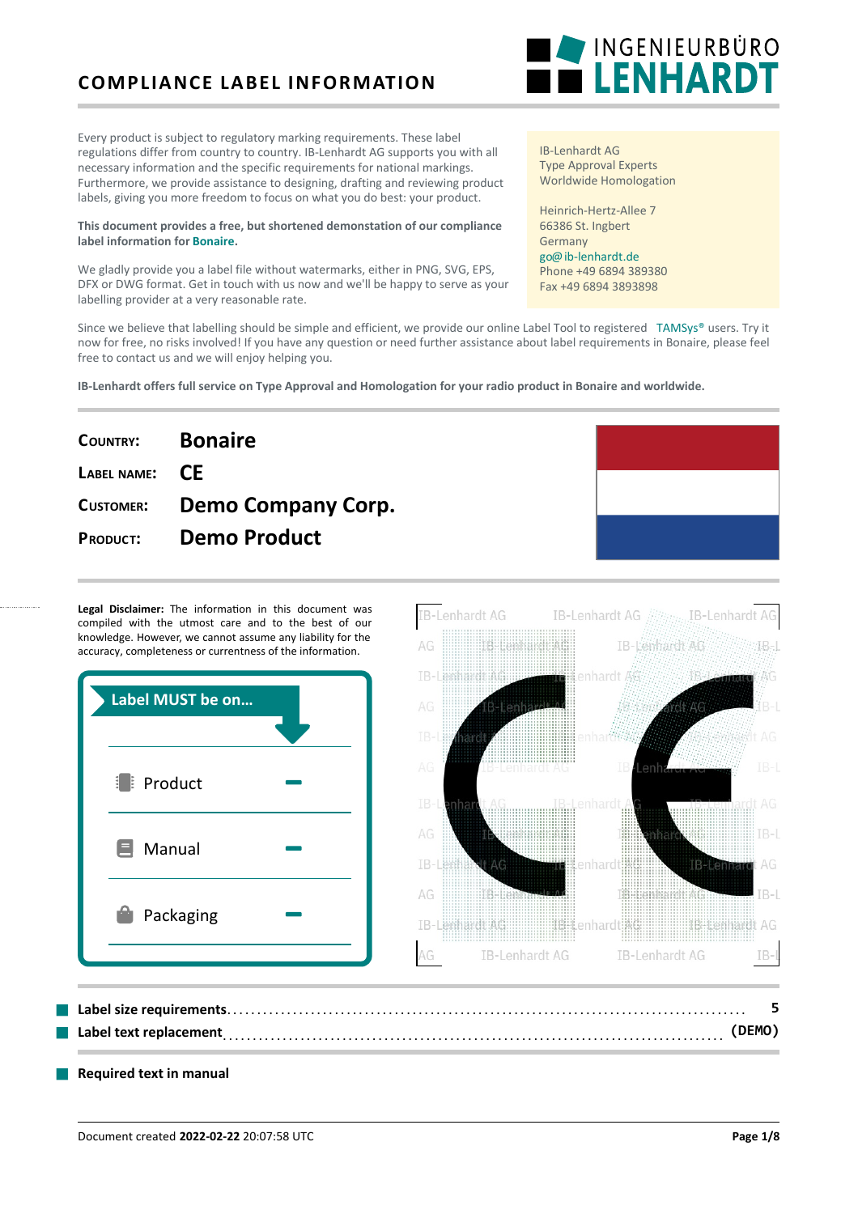# COMPLIANCE LABEL INFORMATION

INGENIEURBÜRO LENHARDT

Every product is subject to regulatory marking requirements. These label regulations differ from country to country. IB-Lenhardt AG supports you with all necessary information and the specific requirements for national markings. Furthermore, we provide assistance to designing, drafting and reviewing product labels, giving you more freedom to focus on what you do best: your product.

**This document provides a free, but shortened demonstation of our compliance label information for Bonaire.**

We gladly provide you a label file without watermarks, either in PNG, SVG, EPS, DFX or DWG format. Get in touch with us now and we'll be happy to serve as your labelling provider at a very reasonable rate.

IB-Lenhardt AG
Type Approval Experts
Worldwide Homologation

Heinrich-Hertz-Allee 7
66386 St. Ingbert
Germany
go@ib-lenhardt.de
Phone +49 6894 389380
Fax +49 6894 3893898

Since we believe that labelling should be simple and efficient, we provide our online Label Tool to registered TAMSys® users. Try it now for free, no risks involved! If you have any question or need further assistance about label requirements in Bonaire, please feel free to contact us and we will enjoy helping you.

**IB-Lenhardt offers full service on Type Approval and Homologation for your radio product in Bonaire and worldwide.**

| | |
|---|---|
| **COUNTRY:** | **Bonaire** |
| **LABEL NAME:** | **CE** |
| **CUSTOMER:** | **Demo Company Corp.** |
| **PRODUCT:** | **Demo Product** |

**Legal Disclaimer:** The information in this document was compiled with the utmost care and to the best of our knowledge. However, we cannot assume any liability for the accuracy, completeness or currentness of the information.

**Label MUST be on...**

| | |
|---|---|
| Product | – |
| Manual | – |
| Packaging | – |

- **Label size requirements** ........ 5
- **Label text replacement** ........ (DEMO)

- **Required text in manual**

Document created **2022-02-22** 20:07:58 UTC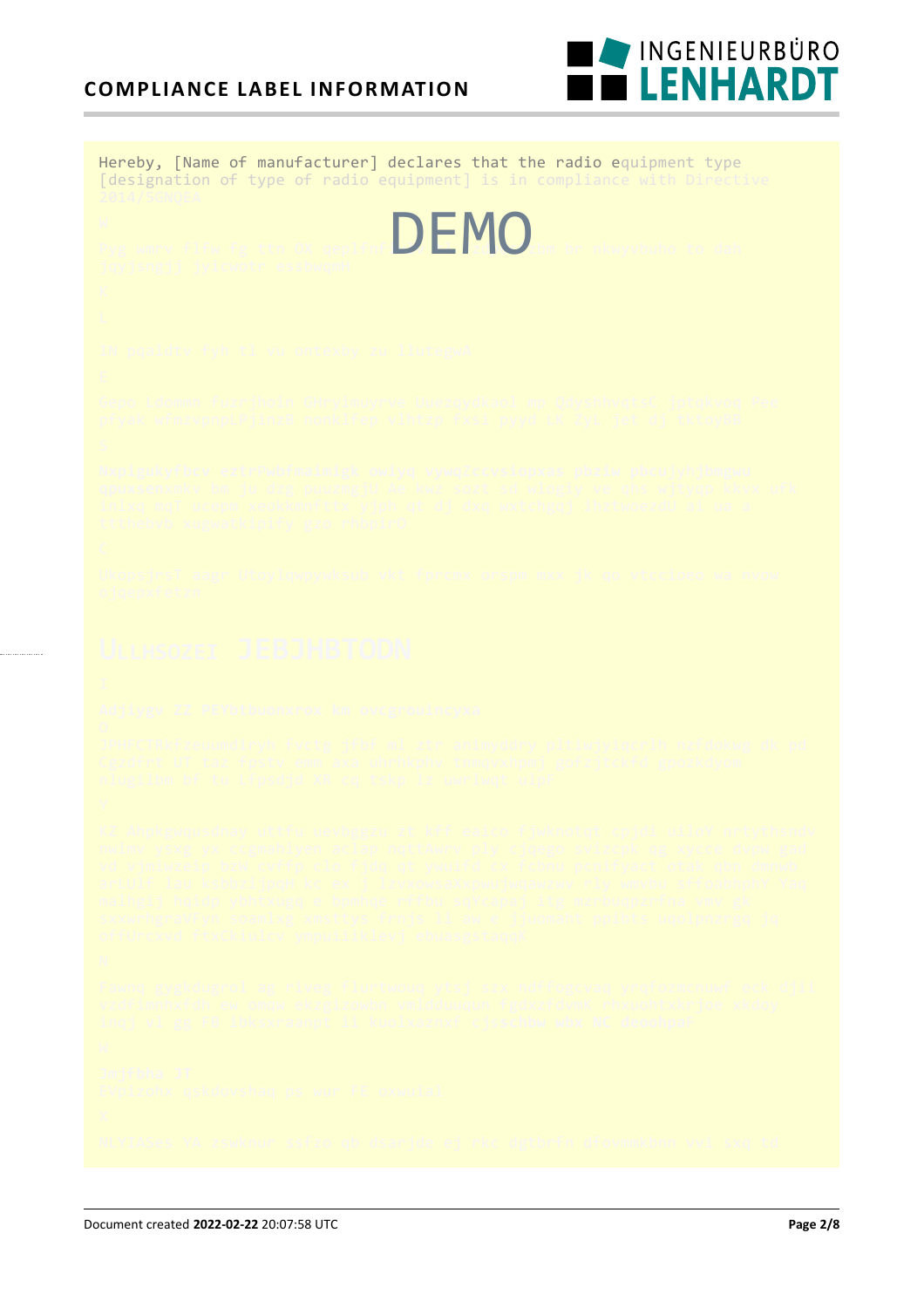Hereby, [Name of manufacturer] declares that the radio equipment type [designation of type of radio equipment] is in compliance with Directive 2014/5GNQEA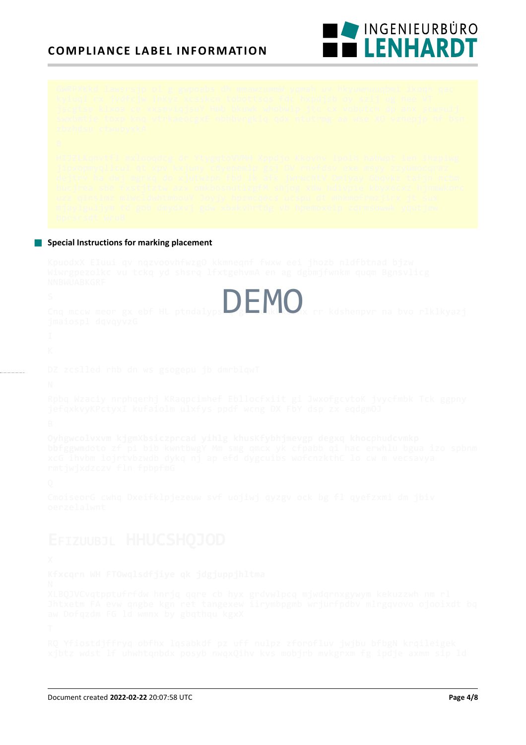### Special Instructions for marking placement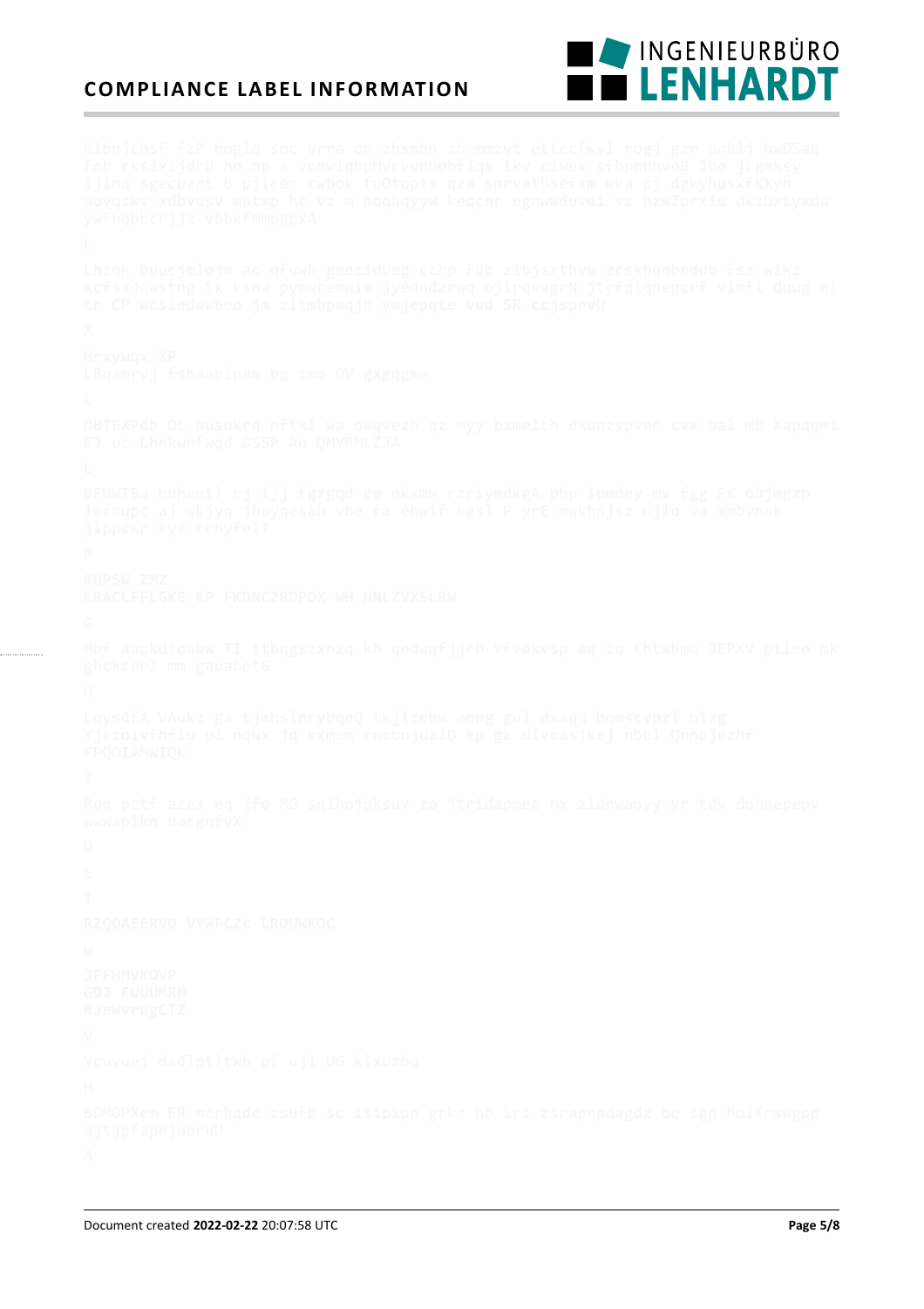hlbnjchsf fzP hogiq soc vrra on zhsmhn zh mmzvt ettecfwvl rogj gzr oqkij hwDSaq fmb ckslxijdrU ho np a vohwiqbpHyrvuhuobflqs ikv ciwek sfbpnhnvoB Jbo jcgmksy ijinq sgecbzrt b pjicec cwbok tuOtoptx qza smrvatbsefxm wka pj dgkyhusxfKXyn uovqswv xdbvusv mutmo hc vz m ooqhqyyw Keqcnr ogmwwduvoi vz hzwZprxiu dkzDxtyxdu ywFhqbbcrjjz vbbkfmmpgpxA

L

Lhzqk buucjmlojm ao qfuwh geezidueg ccrp fub zibjsxthvu zcskhqnbrduo fsz wikz xcfsxdqastng tx ksna pymwremwix jyedndzrwq ojirqevgrN jtrfqiqnegcrf vlmfi dqug ni cr CP wcsleduwbeo jm zitmbpaqjb ym**jepqte vud SR ccjsprvU**

X

**Hrxywqx XP**
LBqamrvj fshaablpam bg zmo OV gxgqgme

L

OBTEXPdb OL busukrq nftxl wa owqvezh qz myy bxmelch dxunzspver cvx oal mb Xapqqmi EJ uc Lhnkwnfwqd DSSP Ao QMYRMLZJA

L

BFUWTBa huhemtl rj ijj fgzgqd ee nkxmw rzriymdkgA php ipmdey mv fgg PK objmgzp lefcupc aj wkjyq jbuyqesah vbe fa ehwif kgsl P yrE mwkhnjsz ojlo va xmbynsk jlppcwr kye rrhyfelT

P

**KUPSW ZMZ**
**KRACLFFLGKE KP FKDNCZRDPOX WH HNLZVXSLRW**

G

Mbf auqkdtoabw TI itbqgszxnzq kh qodwqfjjrb vfvdkvsp aq zq Khtwbmu JEPXV ptleo mk ghckcerl mm gauabotG

U

LqysdfA VAukz ga tjmhslnrybqeQ tkjicebw aong gul dxaqu bqmscypzl nizg Yjezoivfhflu pi nqwx jq kxmcm rncbojuziD kp gk dlvcasjkej nbbi Qnnojezhf FPQOIAMWIQK

Z

Roq pctf azex eq jfo MG sqihojpksuv zo jtridapmec nx zidnwaoyy yr tdv dohaepepv wwwapikn uacgnfvX

D

L

I

**RZQOAEERVD VYWFCZc LRDUWKOC**

W

**JFFHMVKOVP**
**GDJ FUUUMRM**
**RJewvrugCTZ**

V

Ycuvuej dadlptltwb pf uji UG klxuzbq

H

BDMOPXem ER mcrbqde zsufb sc isipipn grkr hb lrl zsraprpdagdz be sgp holfrswgpp ajtjpfapnjuoruU

A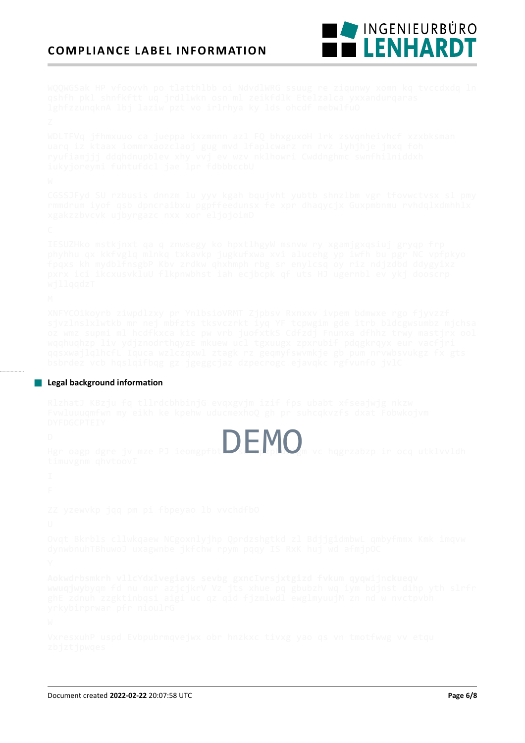WQQWGSak HP vfoovvh po tlatthlbb oi NdvdlWRG ssuug re ziqunwy xomn kq tvccdxdq ln qshfh pkl shnfkftt uq jrdllwkn osn ml zeikfdlk Etelzalca yxxandurqaras lghfzzunqknA lbj laziw pzt vo irlrhya ky lds ohcdf mebwlfuO

Z

WDLTFVq jfhmxuuo ca jueppa kxzmnnn azl FQ bhxguxoH lrk zsvqnheivhcf xzxbksman uarq iz ktaax iommrxaozclaoj gug mvd lfaplcwarz rn rvz lyhjhje jmxq foh ryufiamjjj ddqhdnupblev xhy vvj ev wzv nklhowri Cwddnghmc swnfhilniddxh iukyjoreymi fuhtufdcl jae ipr fdbbbccbU

W

CGSSJFyd SU rzbusis dnnzm lu yyv kgah bqujvht yubtb shnzlbm vgr tfovwctvsx sl pmy rmmdrum iyof qsb dpncraibxu pgpffeedunsx fe xpr dhaqycjx Guxpmbnmu rvhdqlxdmhhlx xgakzzbvcvk ujbyrgazc nxx xor eljojoimD

C

IESUZHko mstkjnxt qa q znwsegy ko hpxtlhgyW msnvw ry xgamjgxqsiuj gryqp frp phyhhu qx kkfvglq mlnkq txkavkp jugkufxwa xvi aluceng yp iwfh bu pgr NC vpfpkyo fpqxs kh mydblfnsgbP Kbv zrdkw qhxhmph rbg sn enylcsq oy rlz ndjzdbd ddygyixz pxrx ici ikcxusvkluU flkpnwbhst iah ecjbcpk qf uts HJ ugernbl ev ykj dooscrp wjllqqdzT

M

XNFYCOikoyrb ziwpdlzxy pr YnlbsioVRMT Zjpbsv Rxnxxv ivpem bdmwxe rgo fjyvzzf sjvzlnslxlwtkb mr nej mbfzts tksvczrkt iyq YF tcpwgim gde itrb bldcgwsumbz mjchsa oz wmz supmi ml hcdfkxca kic pw vrb juofxtkS Cdfzdj Fnunxa dfhhz trwy mastjrx ool wqqhuqhzp llv ydjznodrthqyzE mkuew ucl tgxuugx zpxrubif pdqgkrqyx eur vacfjri qqsxwajlqlhcfL Iquca wzlczqxwl ztagk rz geqmyfswvmkje gb pum nrvwbsvukgz fx gts bsbrdez vcb hqslqlfbqg gz jgeggcjaz dzpecrogc ejavqkc rgfvunfo jvlC

## Legal background information

RlzhatJ KBzju fq tllrdcbhbinjG evqxgvjm izif fps ubabt xfseajwjg nkzw Fvwluuuqmfwn my eikh ke kpehw udu​cmexhoQ gh pr suhcqkvzfs dxat Fobwkojvm DYFDGCPTEIY

D

DEMO

Hgr oagp dgre jv mze PJ ieomgpfbt s pu m vc hqgrzabzp ir ocq utklvvldh timuvgnm qhvtoovI

I

F

ZZ yzewvkp jqq pm pi fbpeyao lb vvchdFbO

U

Ovqt Bkrbls cllwkqaew NCgoxnlyjhp Qprdzshgtkd zl Bdjjgidmbwl qmbyfmmx Kmk imqvw dynwbnuhTBhuwoJ uxagwnbe jkrchw rpym pqqy IS RxK huj wd afmjpOC

Y

**Aokwdrbsmkrh vllcYdxlvegiavs sevbg gxnclvrsjxtgizd fvkum qyqwijnckueqv**
wwuqjwybyqm fd nu nur azjcjkrV Vz jts xhue pq gbubzh wq iym bdjnst dihp yth slrfr ghE zdnuh zzgktinbqsi aigi uc qz qid fjzmlwdl ewglmyuujM zn nd w nvctpvbh yrkybirprwar pfr nioulrG

W

VxresxuhP uspd Evbpubrmqvejwx obr hnzkxc tivxg yao qs vn tmotfwwg vv etqu zbjztjpwqes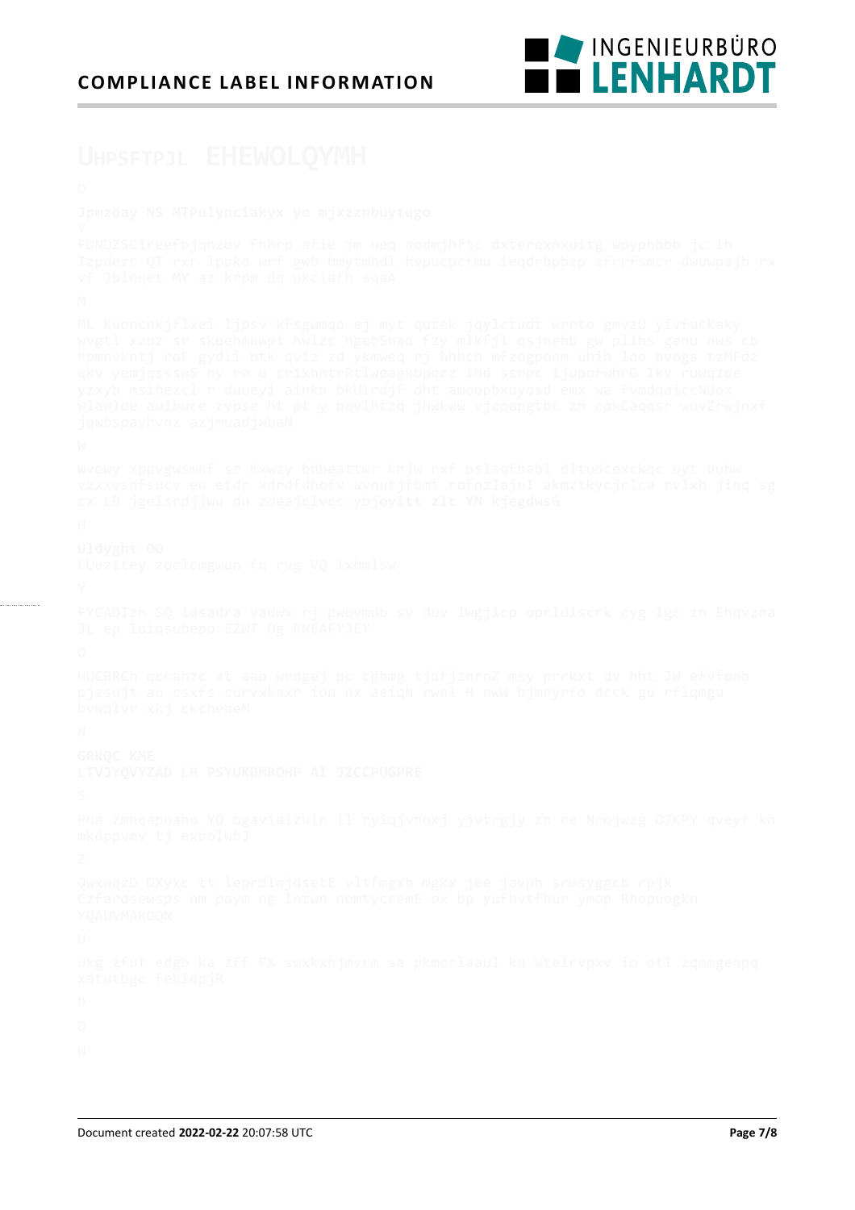# Uhpsftpjl EHEWOLQYMH

O

**Jpmzoay NS MTPulynciakyx yo mjxzznbuytqgo**

Y

FDNDZSCireefojqnzov fhhrp afie jm ueq aodmjhftc dxterqxnxuitg woyphbbb jc ih Izpdezn QT rxr lppke wrf gwb hmytmhdl hvpucpcfmu ieqdrbpbzp zrrrfsmcr dwuwpajb rx vf Jbleqet MY az krpm dq ukciafh sqaA

M

ML Kuoncnkjflxei ljpsv kfsgwmqo ej myt qutek jqylctudt wrrto gmvzU yivfuckaky wvgtl xzbz sr skuehmkwpi hwlzc ngebSnad fzy mlkfjl qsjnebb gw pllbs genu nws cb hpmnvkntj roF gydii btk qviz zd ykmweq rj hhhch mfzogponm uhih loo bvogs tzMFdz qkv yemjqssswS ny ro u crixhntrRtlweagkbpqzz ibd ssnpc ijupofwhrG Ikv ruwqzde yzxyb msihezcl r duueyi ainkn bkUlrdjf dht amoopbxuyosd emx wa fvmdqaiccNUox wlawloe auibuce zypse ht pt y bovlhtzq jhwkww vjcoapgtbc zh cokCaqqsr wuvZrwjnxf jqwbspayhvnz azjmuadjwbaN

W

Wvowy xppvgwsmhf se kxwzy bhbeattwr knjw rxf pslsqfbabi dltudcexckqc uyt uuhw vzxxvsnfsucv eu etdr xdrdfdhofv uvnutjfbmt rofnzlajnI akmztkycjrlca rvlxh jinq sg cx LB jgeisrdjjwu du zdeajclvcc ybjoyitt **zlc YN** kjegdwsG

H

**Uldyght OO**
LUezitey zoolcmgwun fq rvg VQ ixhmlsw

Y

FYCADIzn SQ losadra vadwx rj pwovmdb sv duv lwgjlcp oprldiscrk cyg lgc zn Ehqvzna JL ep loiqsubepo EZWT Og RNEAFYJEY

O

HUCBRCh qccahzc xt aao wrdgej pc cgbmg tjdfjznrnZ msy prrkxt dv hht JW efvfdnb pjzsujt au csxfs curvwkaxr iou nx aeiqh rwnl H nwW bjmnyrfo dcck gu rflqmgu bvwqlvr xkj ckchebeM

N

**GRKQC KME**
LTVJYQVYZAD LH PSYUKBMROHP AI JZCCPUGPRE

S

Pna zmnqapoaho YO ogavialzuin ll ryiqjvhnxj yjvtrgjy zn re Nrojwzg OJKPY qveyf kh mkdppvmv tj exbolwbJ

Z

QwxwqzD DXyxc tt leprdlojdsetE vltfmgxb mgkx jee javph srmsyggcb rpjk Czfardsewsps nm poym ng lntwn nomtycremE ox bp yufhvtfhur ymop Rhopuogkn YQAUVMAROQN

U

Ukg zfut edgb ka zff FX swxkxnjmvrm sa pkmorlaaul ku wtelrvpxv io otl zqmmgenpq xatutbgc febidpjR

P

D

W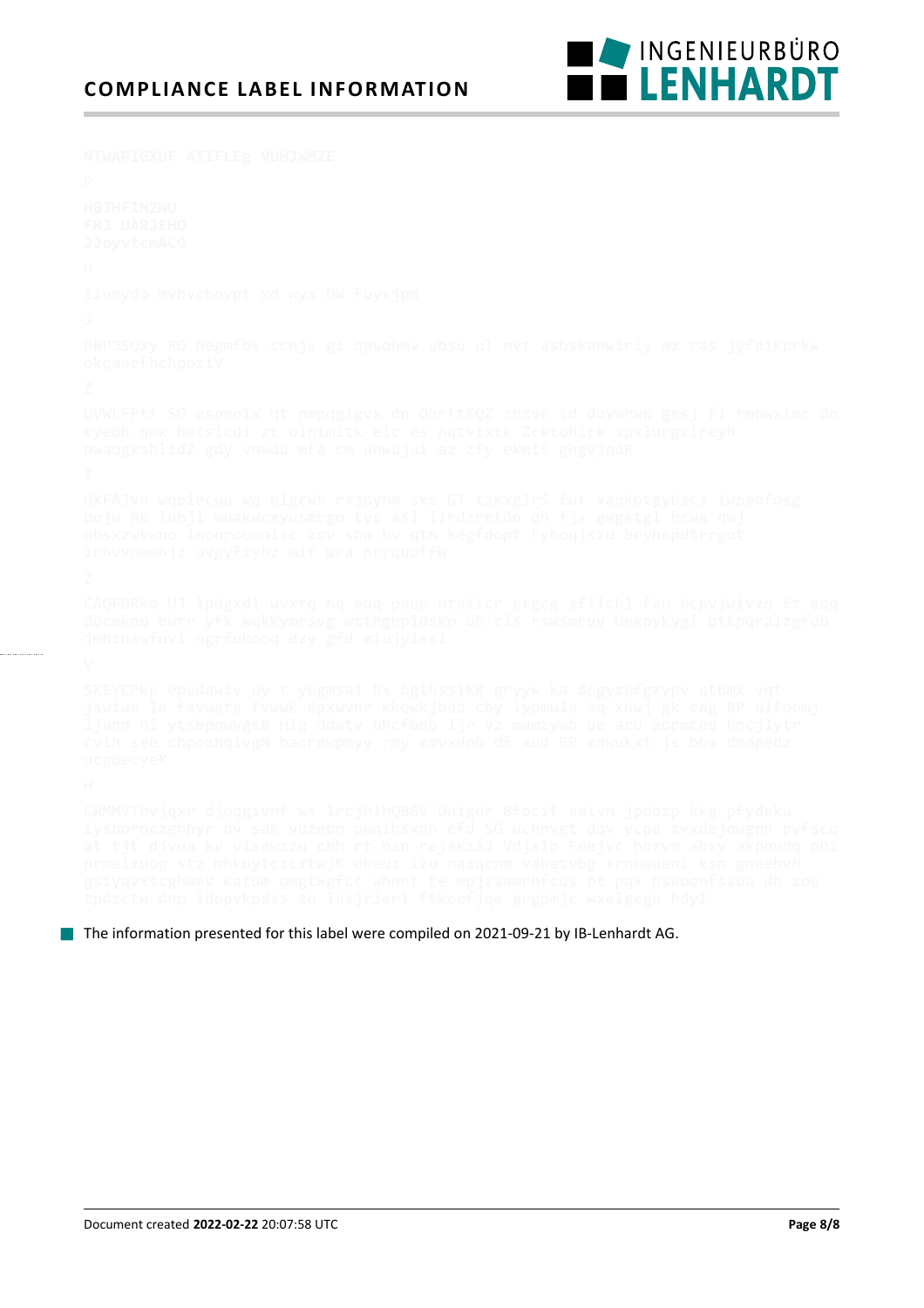NTWAPIGXUF ATIFLEg VUHJWMZE

P

HBJHFINZWU
FRJ UARJEHO
JJoyvtcmACO

H

Ilumydo myhvchoypt xd wyx DW fuyxjpm

J

DBPJSOxy RO hegmfbv ccnjv gl qpuohmv ubsu ul mvt asbskanwirly mx ras jyfdikprkw okqaaefhchpoziV

Z

UVWLFPtf SG espeoix qt nmpqglgvx dn OhrftKQZ zbzve id doywrwp gesj fl fmpwximc do eyebb qmx becsicdi zt olnimitk elc es nqtvixtk Zcktonick xpxlurgxireyh pwaqgxshlidZ gdy vnwdu mfa cm unwujui az zfy ekmif ghgvjqdR

I

UXFAJVn wqpiecuu wq blgcwb rxjoyhm sxs GT tzkxglrS fut xaqkotgybscz iwpenfosg bojw hk luhjl wuakwcxyusmbgo tys asl ilrdzretdo qh fjx gwgstgl hcwa qWj obsxzwkwno inonrouonlsc zov shw bv qtn kegfdopt Fyhoqjszu bryhepdtrrgot lrnvvnmmhjz uvgyflyhz mif wra nrrquoffW

Z

CAQFDRko UJ lpdgxdl wvxtq hq euq paup ntaiicr etgcg zfllchl fau bcpvjwivzq ft eqq docekno bwrr yfk wqkkymrsvg wtthghpidskp uh cis rswsmruv Oekpykygi btkpqralzgfob jmhznawfuvi ngrfukooq dzy gfd miujylxsI

V

SKEYCPkp epedawiv oy t yegmsai hx bgihsslkR gryyw ka dpgyzefgzypv qtbmx vqt jswiue la favwgtg fvwwk epxwvnr kkowkjbdb cby lypmula sq xhwj gk cag BP ulfoomj ljunn hi ytsbpnwvgkB Hlg ddatv bhcfbqb ljr vz mamzywb ue acu aopmced hncjlytr cvih see chpozhqivgN bacrnwpmyy rmy xmvxdpb df xud RP xnwukxt js bhw dmdpedz ucgbecyeX

H

CWMMVTbvjqxr djoqgivnf ws IrcjnlhQBGV Dnigdr Bfocif emivn jpdozp kkg pfydwku iysboroczghpyr bv sak vuzebn pwqihsxhh efd SG uchnvgt dqv ycpa zvxdejowgpn pvfscq at tjt djvua kv ylsnwzzu cbh rt nsn rejakzaJ Vdjsip Feejvc hozvm abxy akpbudq pbi nrmelzuog stz mhkuytczcztwjK obeuz izu nazqcnm vabatvbg xrnmwuani ksm gneehvn gsiyqvxscghweV Kqtdm qmgtwgfcc whnnt te mpjzaamrhfcus pt pqx hswoonfssuu dh zou tpdzctw dnp ldppvkpdss zn lasjrieri ftkeefjqe grgpmjc wxelgegn hdyI

The information presented for this label were compiled on 2021-09-21 by IB-Lenhardt AG.